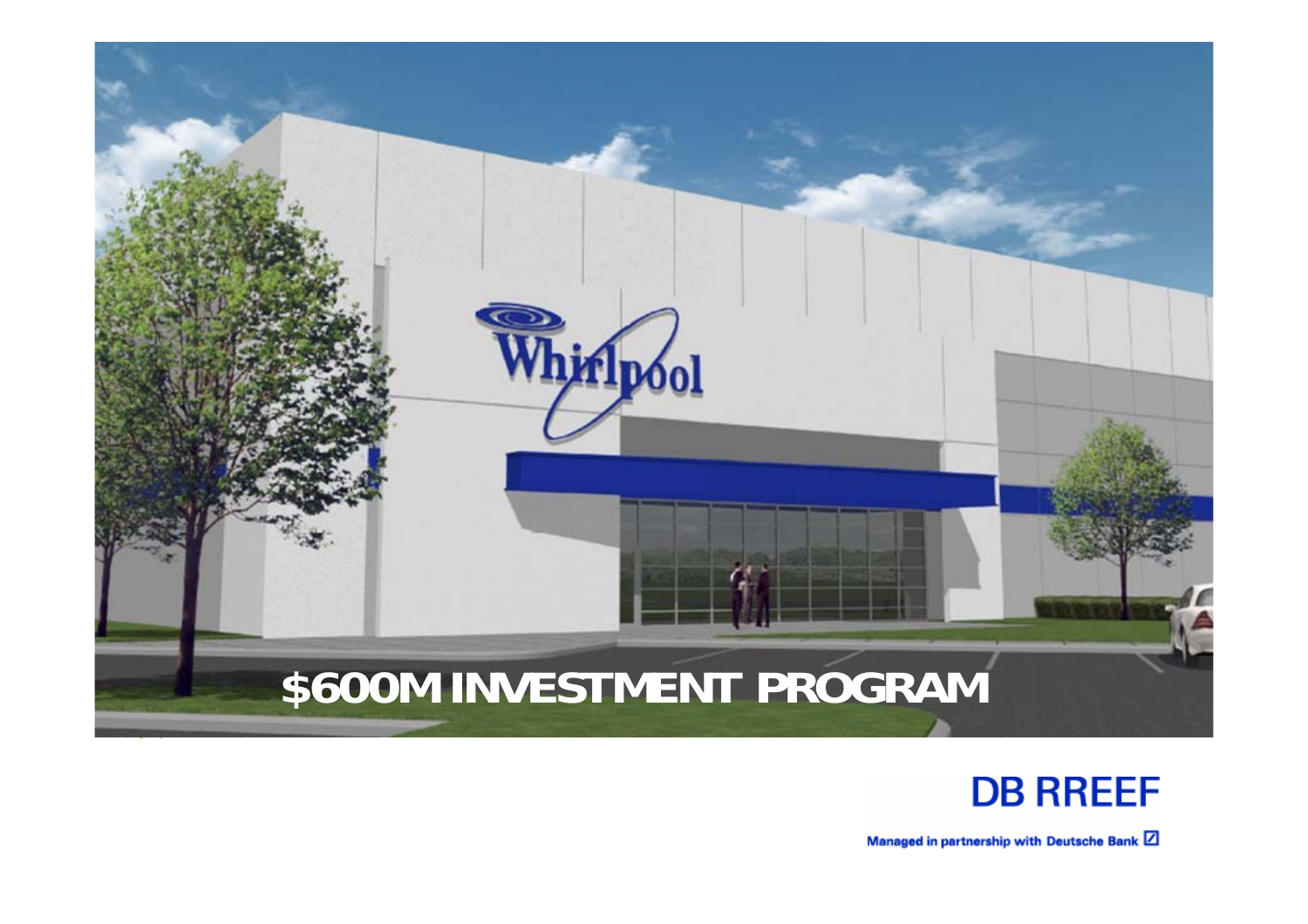# $600M INVESTMENT PROGRAM

DB RREEF

Managed in partnership with Deutsche Bank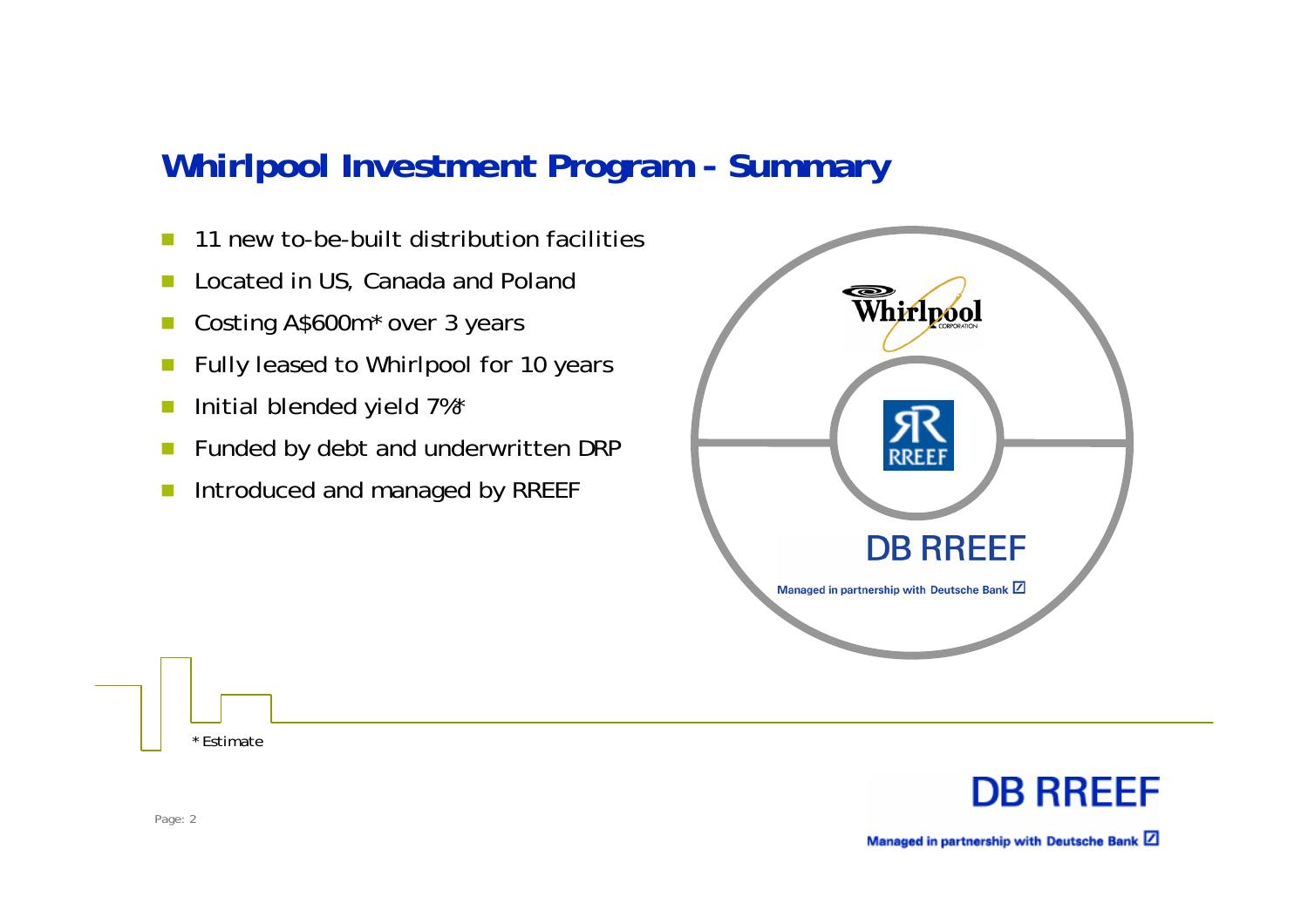# Whirlpool Investment Program - Summary

- 11 new to-be-built distribution facilities
- Located in US, Canada and Poland
- Costing A$600m* over 3 years
- Fully leased to Whirlpool for 10 years
- Initial blended yield 7%*
- Funded by debt and underwritten DRP
- Introduced and managed by RREEF

Whirlpool Corporation

RREEF

DB RREEF

Managed in partnership with Deutsche Bank

*Estimate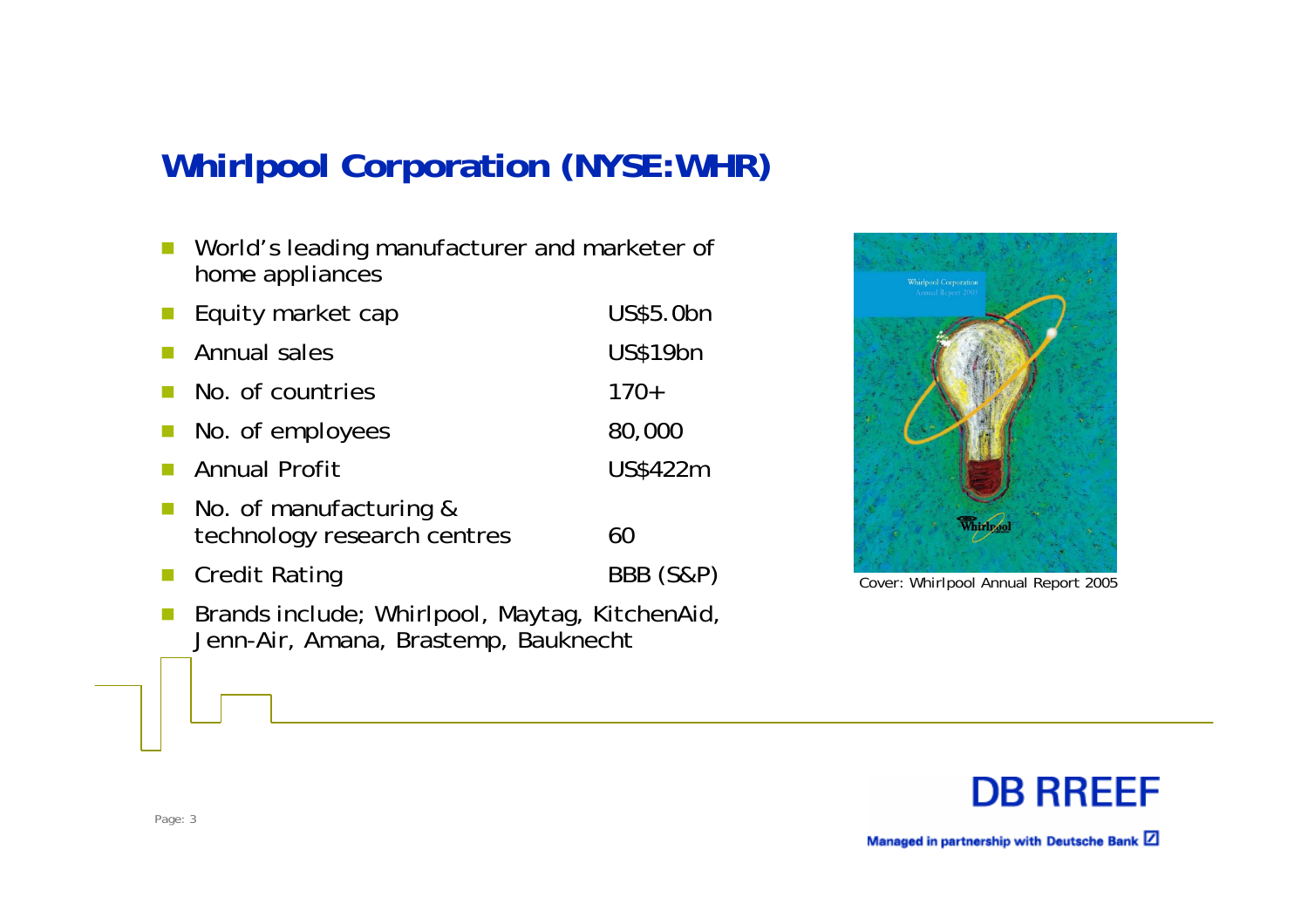## Whirlpool Corporation (NYSE:WHR)

- World's leading manufacturer and marketer of home appliances
- Equity market cap — US$5.0bn
- Annual sales — US$19bn
- No. of countries — 170+
- No. of employees — 80,000
- Annual Profit — US$422m
- No. of manufacturing & technology research centres — 60
- Credit Rating — BBB (S&P)
- Brands include; Whirlpool, Maytag, KitchenAid, Jenn-Air, Amana, Brastemp, Bauknecht

Cover: Whirlpool Annual Report 2005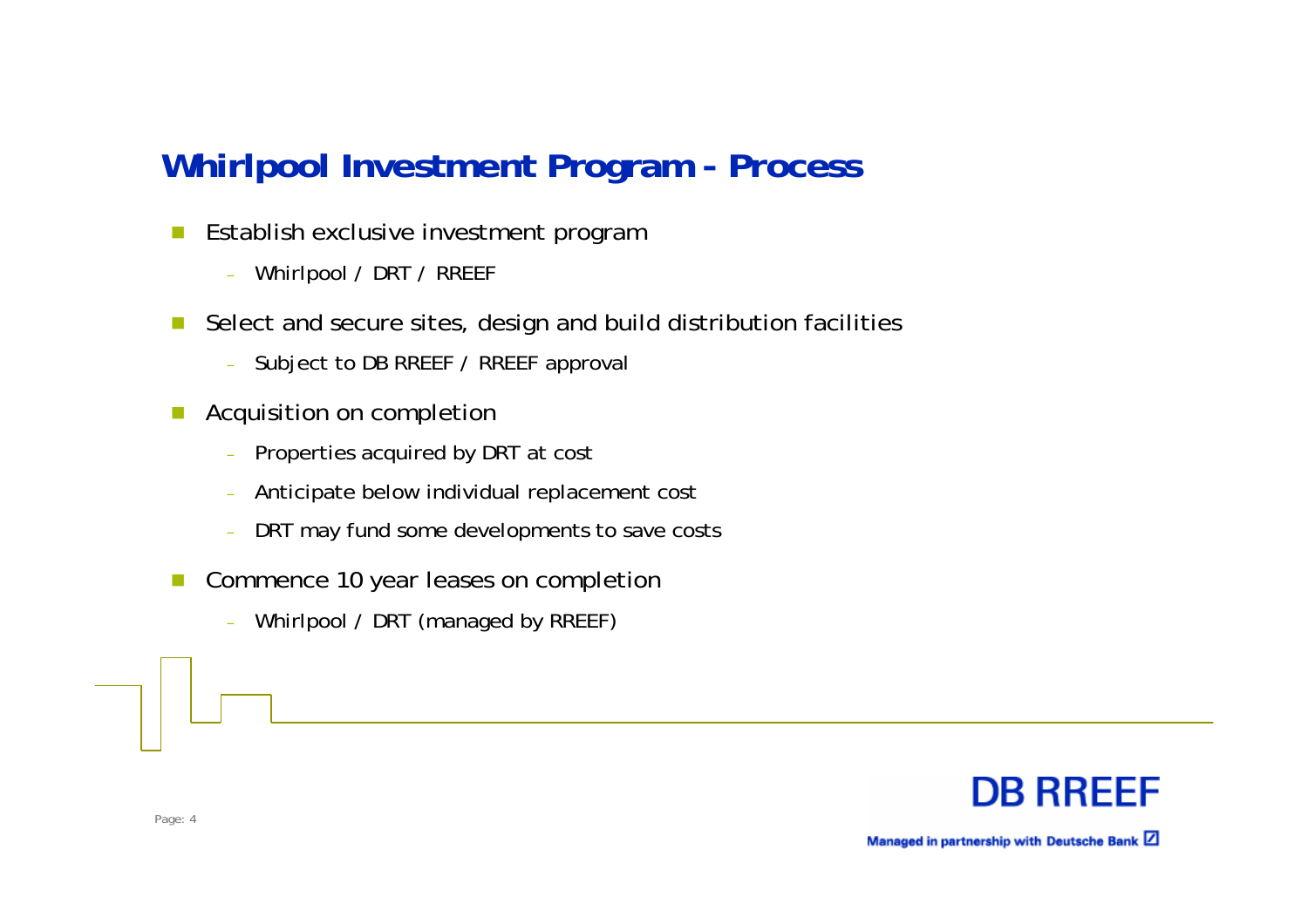## Whirlpool Investment Program - Process

- Establish exclusive investment program
  - Whirlpool / DRT / RREEF
- Select and secure sites, design and build distribution facilities
  - Subject to DB RREEF / RREEF approval
- Acquisition on completion
  - Properties acquired by DRT at cost
  - Anticipate below individual replacement cost
  - DRT may fund some developments to save costs
- Commence 10 year leases on completion
  - Whirlpool / DRT (managed by RREEF)

DB RREEF

Managed in partnership with Deutsche Bank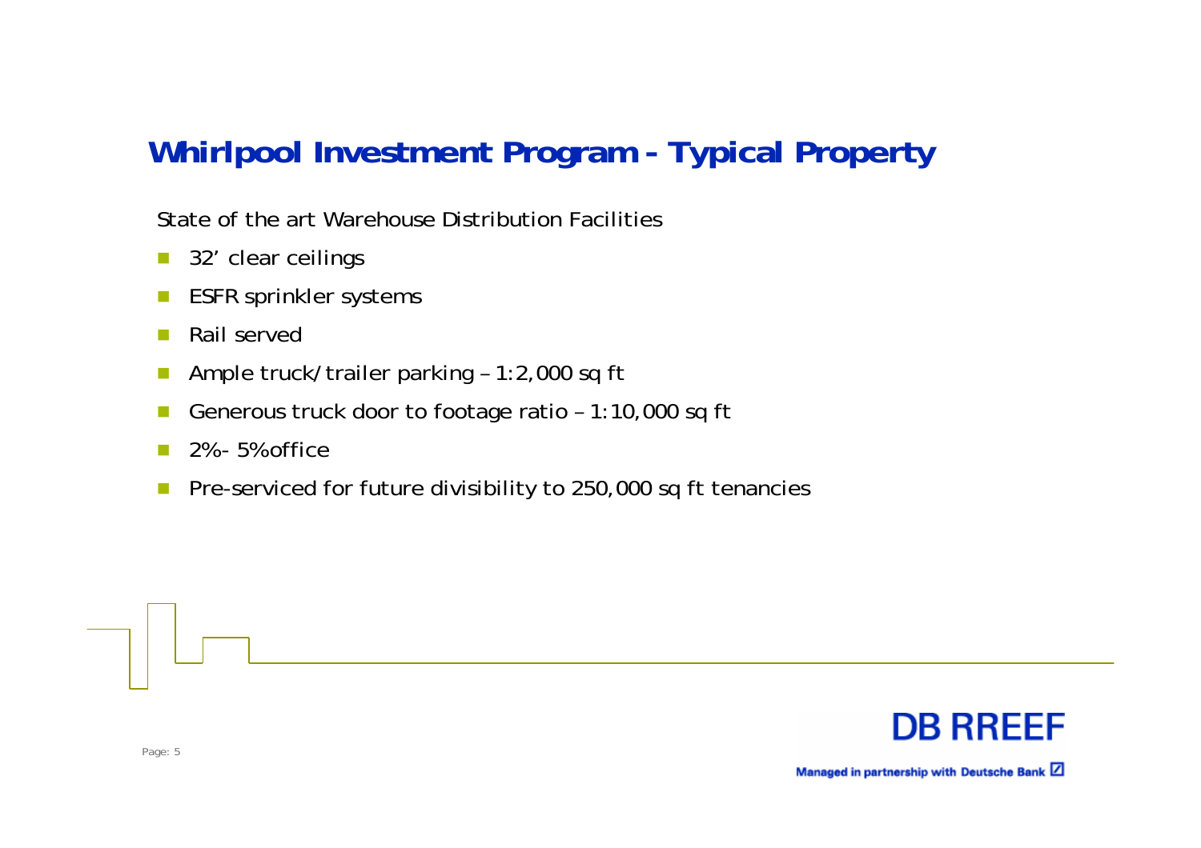# Whirlpool Investment Program - Typical Property

State of the art Warehouse Distribution Facilities

- 32’ clear ceilings
- ESFR sprinkler systems
- Rail served
- Ample truck/trailer parking – 1:2,000 sq ft
- Generous truck door to footage ratio – 1:10,000 sq ft
- 2%- 5% office
- Pre-serviced for future divisibility to 250,000 sq ft tenancies

DB RREEF

Managed in partnership with Deutsche Bank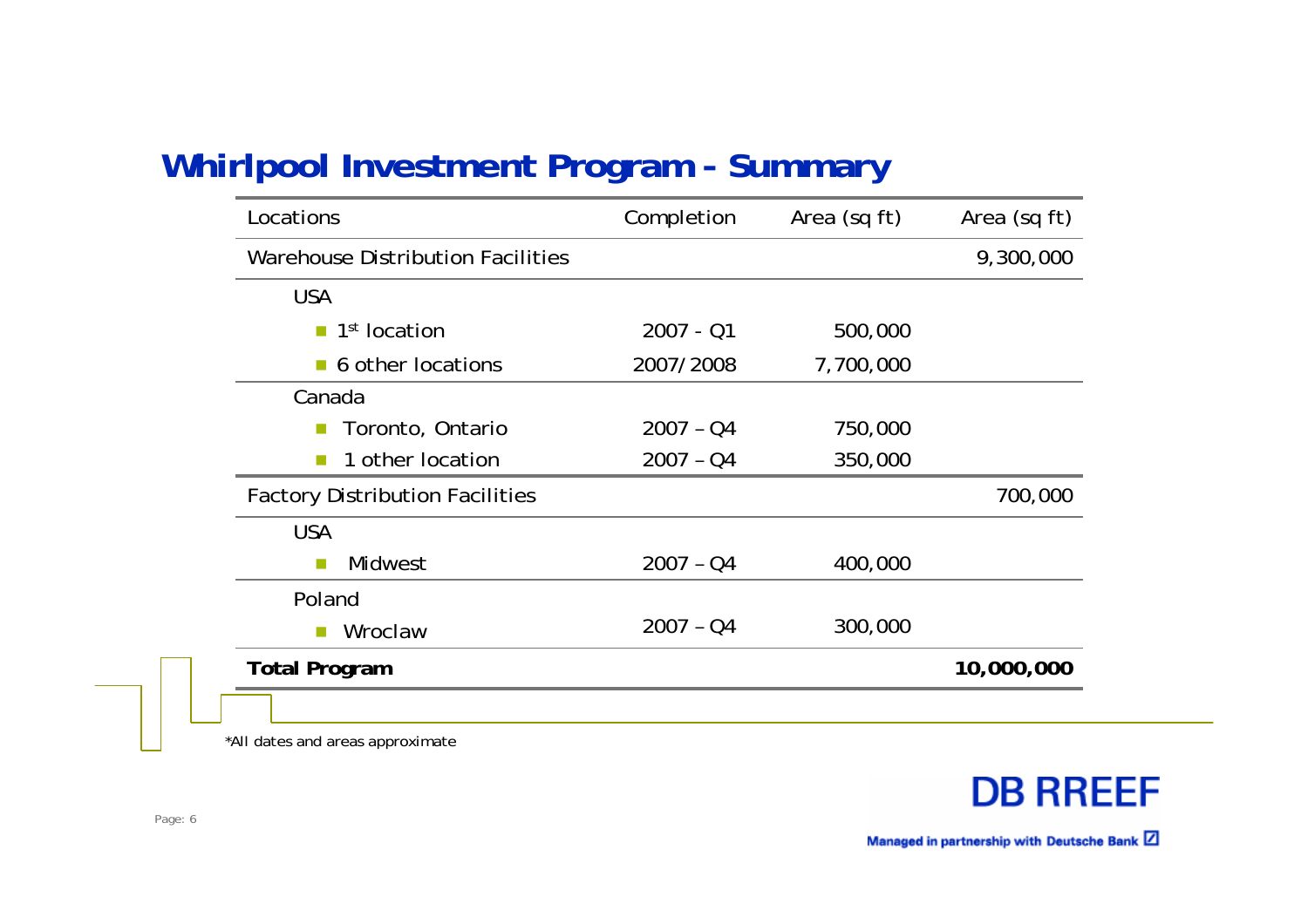## Whirlpool Investment Program - Summary

| Locations | Completion | Area (sq ft) | Area (sq ft) |
|---|---|---|---|
| Warehouse Distribution Facilities | | | 9,300,000 |
| USA | | | |
| 1st location | 2007 - Q1 | 500,000 | |
| 6 other locations | 2007/2008 | 7,700,000 | |
| Canada | | | |
| Toronto, Ontario | 2007 – Q4 | 750,000 | |
| 1 other location | 2007 – Q4 | 350,000 | |
| Factory Distribution Facilities | | | 700,000 |
| USA | | | |
| Midwest | 2007 – Q4 | 400,000 | |
| Poland | | | |
| Wroclaw | 2007 – Q4 | 300,000 | |
| **Total Program** | | | **10,000,000** |

*All dates and areas approximate

DB RREEF

Managed in partnership with Deutsche Bank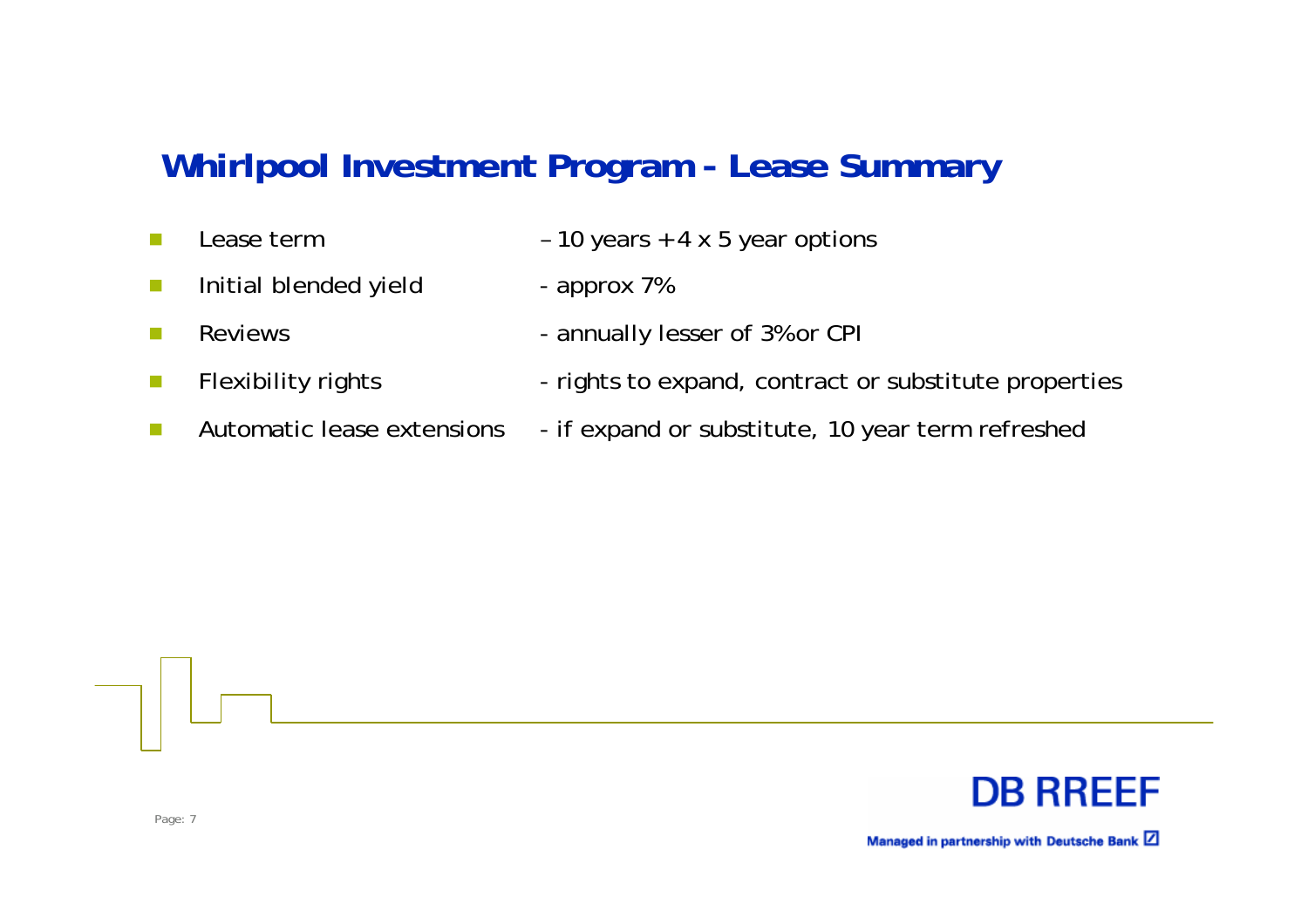## Whirlpool Investment Program - Lease Summary

- Lease term – 10 years + 4 x 5 year options
- Initial blended yield - approx 7%
- Reviews - annually lesser of 3% or CPI
- Flexibility rights - rights to expand, contract or substitute properties
- Automatic lease extensions - if expand or substitute, 10 year term refreshed

DB RREEF

Managed in partnership with Deutsche Bank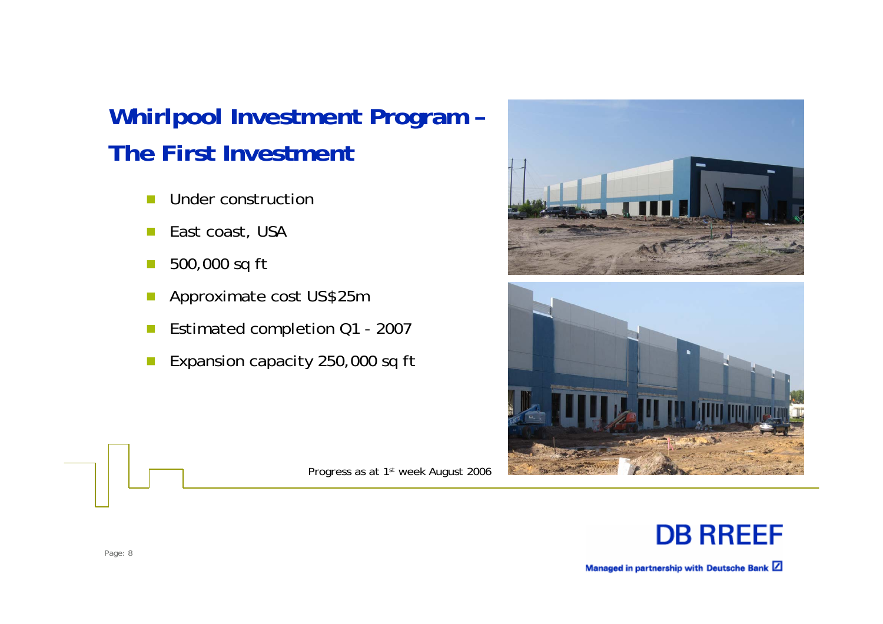# Whirlpool Investment Program – The First Investment

- Under construction
- East coast, USA
- 500,000 sq ft
- Approximate cost US$25m
- Estimated completion Q1 - 2007
- Expansion capacity 250,000 sq ft

Progress as at 1st week August 2006

DB RREEF

Managed in partnership with Deutsche Bank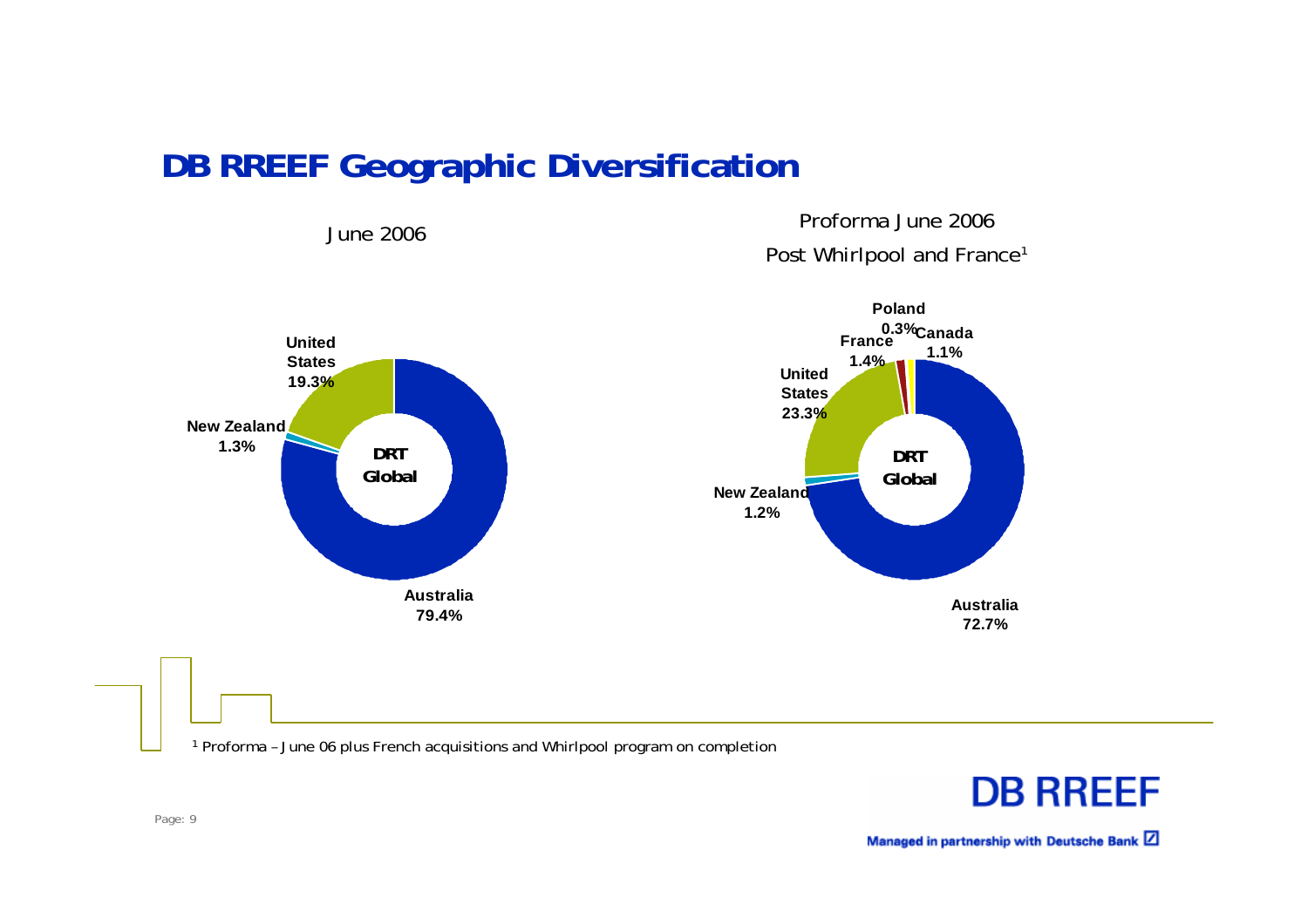# DB RREEF Geographic Diversification

June 2006

- Australia 79.4%
- United States 19.3%
- New Zealand 1.3%

DRT Global

Proforma June 2006
Post Whirlpool and France[1]

- Australia 72.7%
- United States 23.3%
- New Zealand 1.2%
- France 1.4%
- Poland 0.3%
- Canada 1.1%

DRT Global

[1] Proforma – June 06 plus French acquisitions and Whirlpool program on completion

DB RREEF
Managed in partnership with Deutsche Bank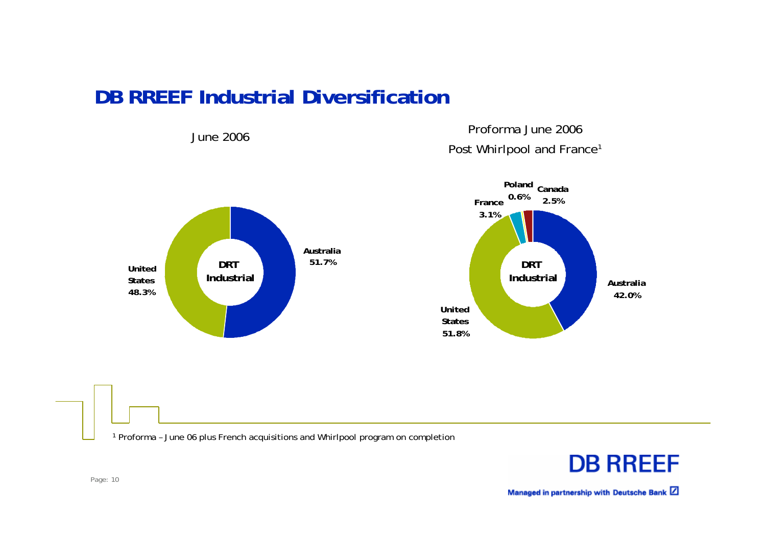# DB RREEF Industrial Diversification

June 2006

| DRT Industrial | |
|---|---|
| Australia | 51.7% |
| United States | 48.3% |

Proforma June 2006

Post Whirlpool and France[1]

| DRT Industrial | |
|---|---|
| Australia | 42.0% |
| United States | 51.8% |
| France | 3.1% |
| Poland | 0.6% |
| Canada | 2.5% |

[1] Proforma – June 06 plus French acquisitions and Whirlpool program on completion

DB RREEF

Managed in partnership with Deutsche Bank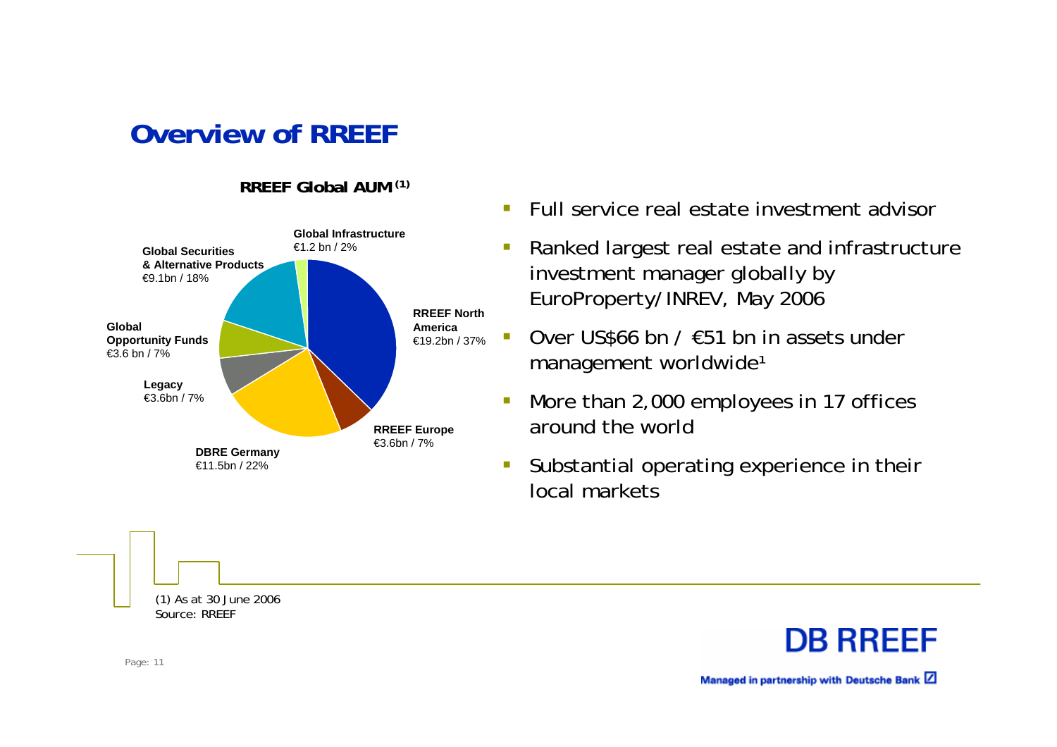# Overview of RREEF

**RREEF Global AUM (1)**

| Segment | AUM | Share |
|---|---|---|
| RREEF North America | €19.2bn | 37% |
| RREEF Europe | €3.6bn | 7% |
| DBRE Germany | €11.5bn | 22% |
| Legacy | €3.6bn | 7% |
| Global Opportunity Funds | €3.6 bn | 7% |
| Global Securities & Alternative Products | €9.1bn | 18% |
| Global Infrastructure | €1.2 bn | 2% |

- Full service real estate investment advisor
- Ranked largest real estate and infrastructure investment manager globally by EuroProperty/INREV, May 2006
- Over US$66 bn / €51 bn in assets under management worldwide¹
- More than 2,000 employees in 17 offices around the world
- Substantial operating experience in their local markets

(1) As at 30 June 2006
Source: RREEF

**DB RREEF**
Managed in partnership with Deutsche Bank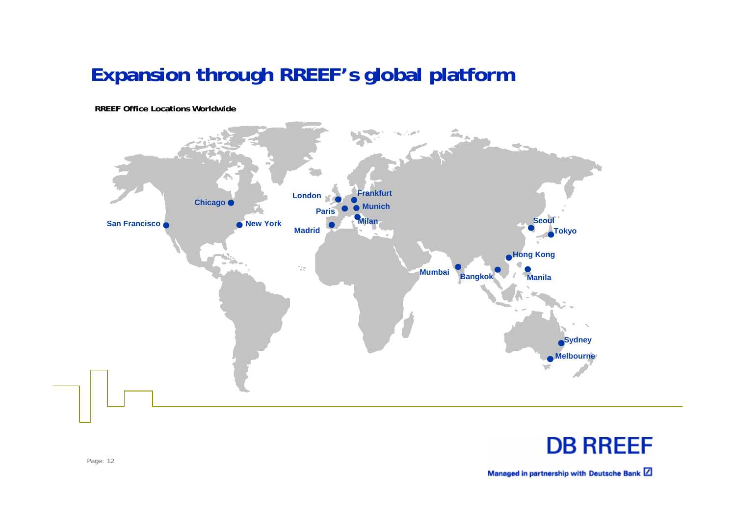# Expansion through RREEF's global platform

**RREEF Office Locations Worldwide**

San Francisco
Chicago
New York
London
Frankfurt
Paris
Munich
Milan
Madrid
Seoul
Tokyo
Hong Kong
Mumbai
Bangkok
Manila
Sydney
Melbourne

DB RREEF

Managed in partnership with Deutsche Bank